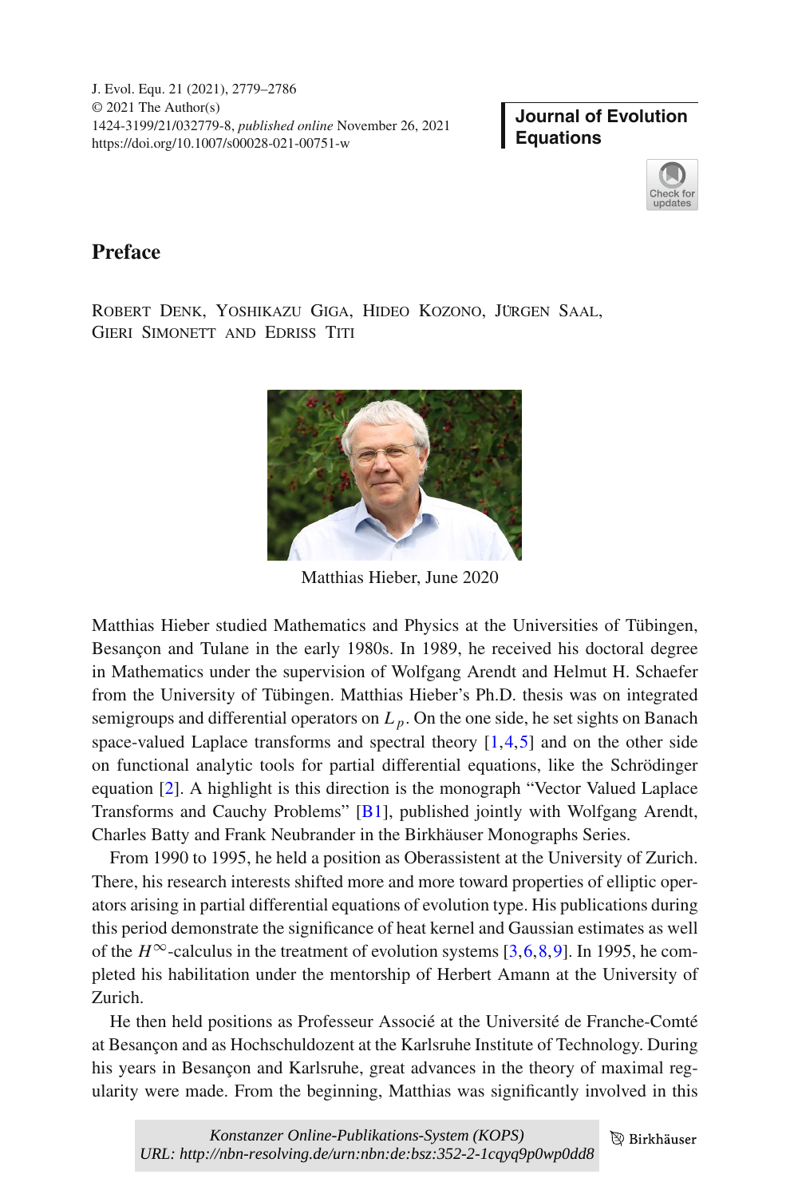J. Evol. Equ. 21 (2021), 2779–2786
© 2021 The Author(s)
1424-3199/21/032779-8, *published online* November 26, 2021
https://doi.org/10.1007/s00028-021-00751-w

**Journal of Evolution Equations**

# Preface

Robert Denk, Yoshikazu Giga, Hideo Kozono, Jürgen Saal, Gieri Simonett and Edriss Titi

Matthias Hieber, June 2020

Matthias Hieber studied Mathematics and Physics at the Universities of Tübingen, Besançon and Tulane in the early 1980s. In 1989, he received his doctoral degree in Mathematics under the supervision of Wolfgang Arendt and Helmut H. Schaefer from the University of Tübingen. Matthias Hieber's Ph.D. thesis was on integrated semigroups and differential operators on $L_p$. On the one side, he set sights on Banach space-valued Laplace transforms and spectral theory [1,4,5] and on the other side on functional analytic tools for partial differential equations, like the Schrödinger equation [2]. A highlight is this direction is the monograph "Vector Valued Laplace Transforms and Cauchy Problems" [B1], published jointly with Wolfgang Arendt, Charles Batty and Frank Neubrander in the Birkhäuser Monographs Series.

From 1990 to 1995, he held a position as Oberassistent at the University of Zurich. There, his research interests shifted more and more toward properties of elliptic operators arising in partial differential equations of evolution type. His publications during this period demonstrate the significance of heat kernel and Gaussian estimates as well of the $H^\infty$-calculus in the treatment of evolution systems [3,6,8,9]. In 1995, he completed his habilitation under the mentorship of Herbert Amann at the University of Zurich.

He then held positions as Professeur Associé at the Université de Franche-Comté at Besançon and as Hochschuldozent at the Karlsruhe Institute of Technology. During his years in Besançon and Karlsruhe, great advances in the theory of maximal regularity were made. From the beginning, Matthias was significantly involved in this

*Konstanzer Online-Publikations-System (KOPS)*
*URL: http://nbn-resolving.de/urn:nbn:de:bsz:352-2-1cqyq9p0wp0dd8*

Birkhäuser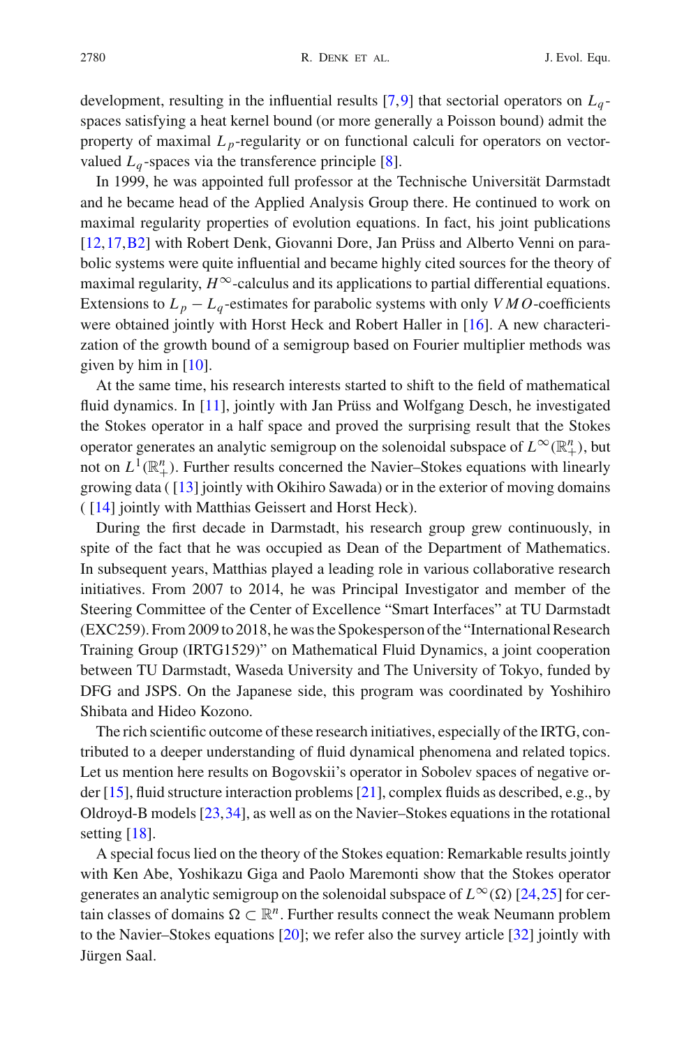development, resulting in the influential results [7,9] that sectorial operators on $L_q$-spaces satisfying a heat kernel bound (or more generally a Poisson bound) admit the property of maximal $L_p$-regularity or on functional calculi for operators on vector-valued $L_q$-spaces via the transference principle [8].

In 1999, he was appointed full professor at the Technische Universität Darmstadt and he became head of the Applied Analysis Group there. He continued to work on maximal regularity properties of evolution equations. In fact, his joint publications [12,17,B2] with Robert Denk, Giovanni Dore, Jan Prüss and Alberto Venni on parabolic systems were quite influential and became highly cited sources for the theory of maximal regularity, $H^\infty$-calculus and its applications to partial differential equations. Extensions to $L_p - L_q$-estimates for parabolic systems with only $VMO$-coefficients were obtained jointly with Horst Heck and Robert Haller in [16]. A new characterization of the growth bound of a semigroup based on Fourier multiplier methods was given by him in [10].

At the same time, his research interests started to shift to the field of mathematical fluid dynamics. In [11], jointly with Jan Prüss and Wolfgang Desch, he investigated the Stokes operator in a half space and proved the surprising result that the Stokes operator generates an analytic semigroup on the solenoidal subspace of $L^\infty(\mathbb{R}^n_+)$, but not on $L^1(\mathbb{R}^n_+)$. Further results concerned the Navier–Stokes equations with linearly growing data ( [13] jointly with Okihiro Sawada) or in the exterior of moving domains ( [14] jointly with Matthias Geissert and Horst Heck).

During the first decade in Darmstadt, his research group grew continuously, in spite of the fact that he was occupied as Dean of the Department of Mathematics. In subsequent years, Matthias played a leading role in various collaborative research initiatives. From 2007 to 2014, he was Principal Investigator and member of the Steering Committee of the Center of Excellence "Smart Interfaces" at TU Darmstadt (EXC259). From 2009 to 2018, he was the Spokesperson of the "International Research Training Group (IRTG1529)" on Mathematical Fluid Dynamics, a joint cooperation between TU Darmstadt, Waseda University and The University of Tokyo, funded by DFG and JSPS. On the Japanese side, this program was coordinated by Yoshihiro Shibata and Hideo Kozono.

The rich scientific outcome of these research initiatives, especially of the IRTG, contributed to a deeper understanding of fluid dynamical phenomena and related topics. Let us mention here results on Bogovskii's operator in Sobolev spaces of negative order [15], fluid structure interaction problems [21], complex fluids as described, e.g., by Oldroyd-B models [23,34], as well as on the Navier–Stokes equations in the rotational setting [18].

A special focus lied on the theory of the Stokes equation: Remarkable results jointly with Ken Abe, Yoshikazu Giga and Paolo Maremonti show that the Stokes operator generates an analytic semigroup on the solenoidal subspace of $L^\infty(\Omega)$ [24,25] for certain classes of domains $\Omega \subset \mathbb{R}^n$. Further results connect the weak Neumann problem to the Navier–Stokes equations [20]; we refer also the survey article [32] jointly with Jürgen Saal.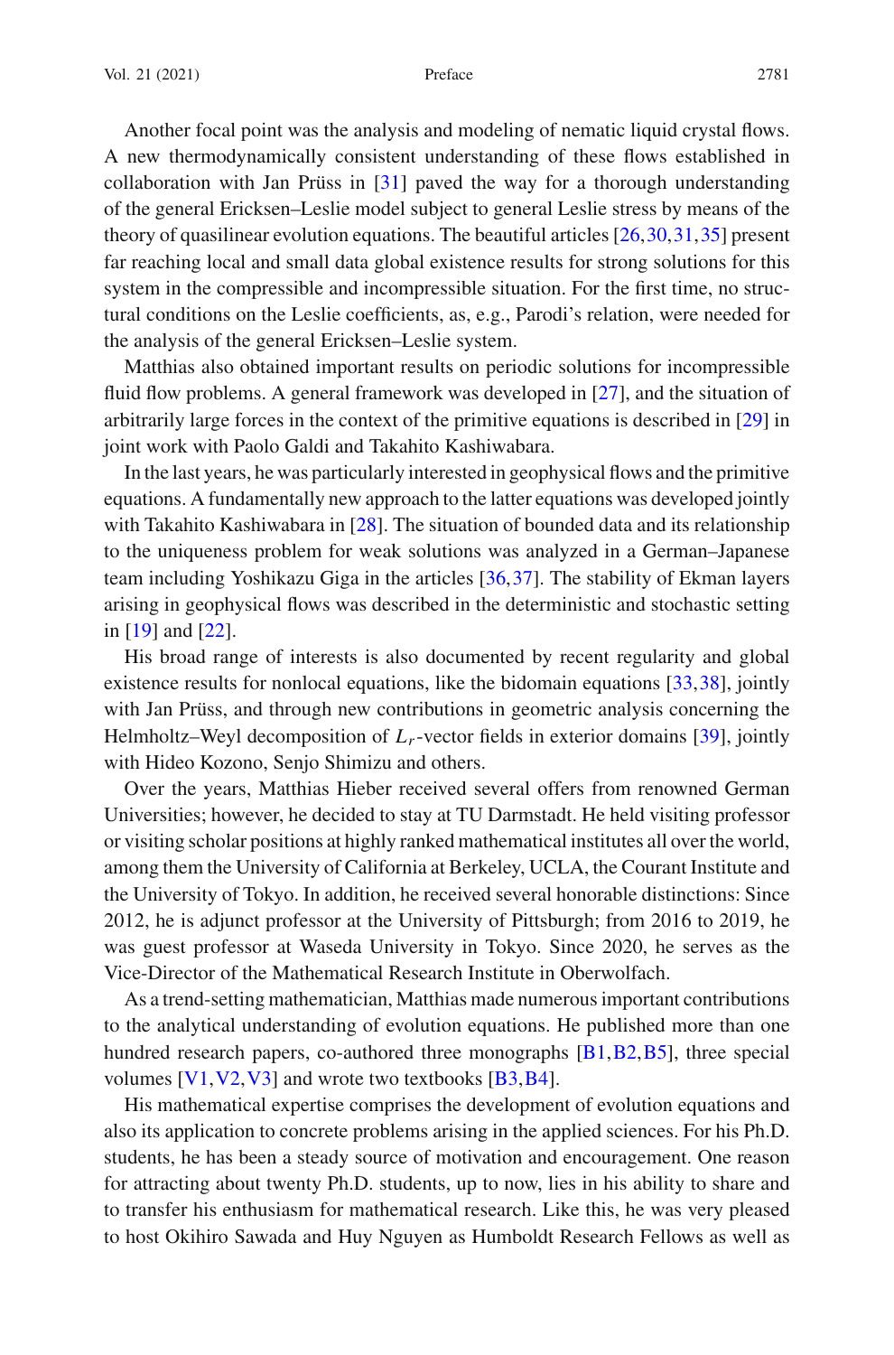Another focal point was the analysis and modeling of nematic liquid crystal flows. A new thermodynamically consistent understanding of these flows established in collaboration with Jan Prüss in [31] paved the way for a thorough understanding of the general Ericksen–Leslie model subject to general Leslie stress by means of the theory of quasilinear evolution equations. The beautiful articles [26,30,31,35] present far reaching local and small data global existence results for strong solutions for this system in the compressible and incompressible situation. For the first time, no structural conditions on the Leslie coefficients, as, e.g., Parodi's relation, were needed for the analysis of the general Ericksen–Leslie system.

Matthias also obtained important results on periodic solutions for incompressible fluid flow problems. A general framework was developed in [27], and the situation of arbitrarily large forces in the context of the primitive equations is described in [29] in joint work with Paolo Galdi and Takahito Kashiwabara.

In the last years, he was particularly interested in geophysical flows and the primitive equations. A fundamentally new approach to the latter equations was developed jointly with Takahito Kashiwabara in [28]. The situation of bounded data and its relationship to the uniqueness problem for weak solutions was analyzed in a German–Japanese team including Yoshikazu Giga in the articles [36,37]. The stability of Ekman layers arising in geophysical flows was described in the deterministic and stochastic setting in [19] and [22].

His broad range of interests is also documented by recent regularity and global existence results for nonlocal equations, like the bidomain equations [33,38], jointly with Jan Prüss, and through new contributions in geometric analysis concerning the Helmholtz–Weyl decomposition of $L_r$-vector fields in exterior domains [39], jointly with Hideo Kozono, Senjo Shimizu and others.

Over the years, Matthias Hieber received several offers from renowned German Universities; however, he decided to stay at TU Darmstadt. He held visiting professor or visiting scholar positions at highly ranked mathematical institutes all over the world, among them the University of California at Berkeley, UCLA, the Courant Institute and the University of Tokyo. In addition, he received several honorable distinctions: Since 2012, he is adjunct professor at the University of Pittsburgh; from 2016 to 2019, he was guest professor at Waseda University in Tokyo. Since 2020, he serves as the Vice-Director of the Mathematical Research Institute in Oberwolfach.

As a trend-setting mathematician, Matthias made numerous important contributions to the analytical understanding of evolution equations. He published more than one hundred research papers, co-authored three monographs [B1,B2,B5], three special volumes [V1,V2,V3] and wrote two textbooks [B3,B4].

His mathematical expertise comprises the development of evolution equations and also its application to concrete problems arising in the applied sciences. For his Ph.D. students, he has been a steady source of motivation and encouragement. One reason for attracting about twenty Ph.D. students, up to now, lies in his ability to share and to transfer his enthusiasm for mathematical research. Like this, he was very pleased to host Okihiro Sawada and Huy Nguyen as Humboldt Research Fellows as well as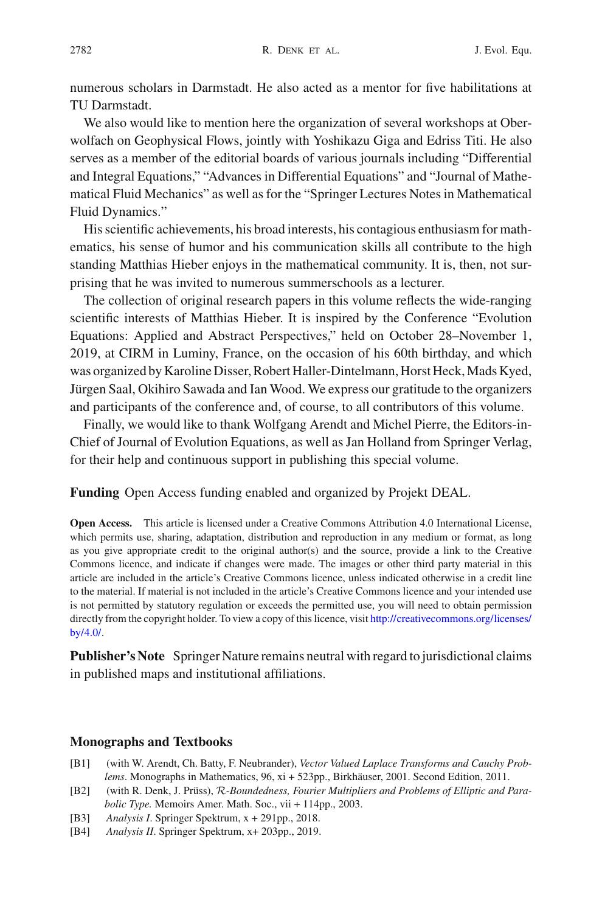numerous scholars in Darmstadt. He also acted as a mentor for five habilitations at TU Darmstadt.

We also would like to mention here the organization of several workshops at Oberwolfach on Geophysical Flows, jointly with Yoshikazu Giga and Edriss Titi. He also serves as a member of the editorial boards of various journals including "Differential and Integral Equations," "Advances in Differential Equations" and "Journal of Mathematical Fluid Mechanics" as well as for the "Springer Lectures Notes in Mathematical Fluid Dynamics."

His scientific achievements, his broad interests, his contagious enthusiasm for mathematics, his sense of humor and his communication skills all contribute to the high standing Matthias Hieber enjoys in the mathematical community. It is, then, not surprising that he was invited to numerous summerschools as a lecturer.

The collection of original research papers in this volume reflects the wide-ranging scientific interests of Matthias Hieber. It is inspired by the Conference "Evolution Equations: Applied and Abstract Perspectives," held on October 28–November 1, 2019, at CIRM in Luminy, France, on the occasion of his 60th birthday, and which was organized by Karoline Disser, Robert Haller-Dintelmann, Horst Heck, Mads Kyed, Jürgen Saal, Okihiro Sawada and Ian Wood. We express our gratitude to the organizers and participants of the conference and, of course, to all contributors of this volume.

Finally, we would like to thank Wolfgang Arendt and Michel Pierre, the Editors-in-Chief of Journal of Evolution Equations, as well as Jan Holland from Springer Verlag, for their help and continuous support in publishing this special volume.

**Funding** Open Access funding enabled and organized by Projekt DEAL.

**Open Access.** This article is licensed under a Creative Commons Attribution 4.0 International License, which permits use, sharing, adaptation, distribution and reproduction in any medium or format, as long as you give appropriate credit to the original author(s) and the source, provide a link to the Creative Commons licence, and indicate if changes were made. The images or other third party material in this article are included in the article's Creative Commons licence, unless indicated otherwise in a credit line to the material. If material is not included in the article's Creative Commons licence and your intended use is not permitted by statutory regulation or exceeds the permitted use, you will need to obtain permission directly from the copyright holder. To view a copy of this licence, visit http://creativecommons.org/licenses/by/4.0/.

**Publisher's Note** Springer Nature remains neutral with regard to jurisdictional claims in published maps and institutional affiliations.

## Monographs and Textbooks

- [B1] (with W. Arendt, Ch. Batty, F. Neubrander), *Vector Valued Laplace Transforms and Cauchy Problems*. Monographs in Mathematics, 96, xi + 523pp., Birkhäuser, 2001. Second Edition, 2011.
- [B2] (with R. Denk, J. Prüss), *$\mathcal{R}$-Boundedness, Fourier Multipliers and Problems of Elliptic and Parabolic Type.* Memoirs Amer. Math. Soc., vii + 114pp., 2003.
- [B3] *Analysis I*. Springer Spektrum, x + 291pp., 2018.
- [B4] *Analysis II*. Springer Spektrum, x+ 203pp., 2019.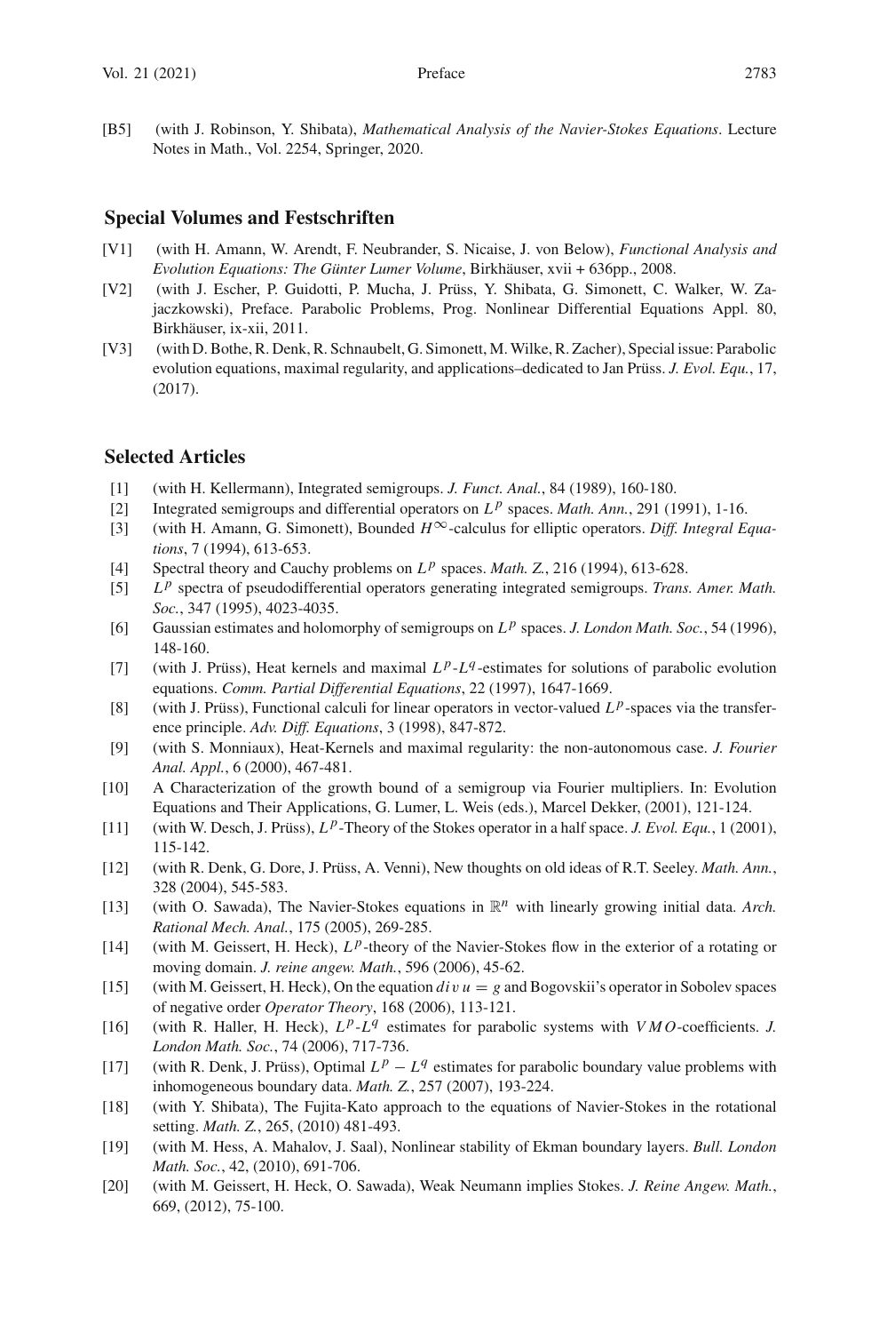[B5] (with J. Robinson, Y. Shibata), *Mathematical Analysis of the Navier-Stokes Equations*. Lecture Notes in Math., Vol. 2254, Springer, 2020.

## Special Volumes and Festschriften

[V1] (with H. Amann, W. Arendt, F. Neubrander, S. Nicaise, J. von Below), *Functional Analysis and Evolution Equations: The Günter Lumer Volume*, Birkhäuser, xvii + 636pp., 2008.

[V2] (with J. Escher, P. Guidotti, P. Mucha, J. Prüss, Y. Shibata, G. Simonett, C. Walker, W. Zajaczkowski), Preface. Parabolic Problems, Prog. Nonlinear Differential Equations Appl. 80, Birkhäuser, ix-xii, 2011.

[V3] (with D. Bothe, R. Denk, R. Schnaubelt, G. Simonett, M. Wilke, R. Zacher), Special issue: Parabolic evolution equations, maximal regularity, and applications–dedicated to Jan Prüss. *J. Evol. Equ.*, 17, (2017).

## Selected Articles

[1] (with H. Kellermann), Integrated semigroups. *J. Funct. Anal.*, 84 (1989), 160-180.

[2] Integrated semigroups and differential operators on $L^p$ spaces. *Math. Ann.*, 291 (1991), 1-16.

[3] (with H. Amann, G. Simonett), Bounded $H^\infty$-calculus for elliptic operators. *Diff. Integral Equations*, 7 (1994), 613-653.

[4] Spectral theory and Cauchy problems on $L^p$ spaces. *Math. Z.*, 216 (1994), 613-628.

[5] $L^p$ spectra of pseudodifferential operators generating integrated semigroups. *Trans. Amer. Math. Soc.*, 347 (1995), 4023-4035.

[6] Gaussian estimates and holomorphy of semigroups on $L^p$ spaces. *J. London Math. Soc.*, 54 (1996), 148-160.

[7] (with J. Prüss), Heat kernels and maximal $L^p$-$L^q$-estimates for solutions of parabolic evolution equations. *Comm. Partial Differential Equations*, 22 (1997), 1647-1669.

[8] (with J. Prüss), Functional calculi for linear operators in vector-valued $L^p$-spaces via the transference principle. *Adv. Diff. Equations*, 3 (1998), 847-872.

[9] (with S. Monniaux), Heat-Kernels and maximal regularity: the non-autonomous case. *J. Fourier Anal. Appl.*, 6 (2000), 467-481.

[10] A Characterization of the growth bound of a semigroup via Fourier multipliers. In: Evolution Equations and Their Applications, G. Lumer, L. Weis (eds.), Marcel Dekker, (2001), 121-124.

[11] (with W. Desch, J. Prüss), $L^p$-Theory of the Stokes operator in a half space. *J. Evol. Equ.*, 1 (2001), 115-142.

[12] (with R. Denk, G. Dore, J. Prüss, A. Venni), New thoughts on old ideas of R.T. Seeley. *Math. Ann.*, 328 (2004), 545-583.

[13] (with O. Sawada), The Navier-Stokes equations in $\mathbb{R}^n$ with linearly growing initial data. *Arch. Rational Mech. Anal.*, 175 (2005), 269-285.

[14] (with M. Geissert, H. Heck), $L^p$-theory of the Navier-Stokes flow in the exterior of a rotating or moving domain. *J. reine angew. Math.*, 596 (2006), 45-62.

[15] (with M. Geissert, H. Heck), On the equation $div\, u = g$ and Bogovskii's operator in Sobolev spaces of negative order *Operator Theory*, 168 (2006), 113-121.

[16] (with R. Haller, H. Heck), $L^p$-$L^q$ estimates for parabolic systems with $VMO$-coefficients. *J. London Math. Soc.*, 74 (2006), 717-736.

[17] (with R. Denk, J. Prüss), Optimal $L^p - L^q$ estimates for parabolic boundary value problems with inhomogeneous boundary data. *Math. Z.*, 257 (2007), 193-224.

[18] (with Y. Shibata), The Fujita-Kato approach to the equations of Navier-Stokes in the rotational setting. *Math. Z.*, 265, (2010) 481-493.

[19] (with M. Hess, A. Mahalov, J. Saal), Nonlinear stability of Ekman boundary layers. *Bull. London Math. Soc.*, 42, (2010), 691-706.

[20] (with M. Geissert, H. Heck, O. Sawada), Weak Neumann implies Stokes. *J. Reine Angew. Math.*, 669, (2012), 75-100.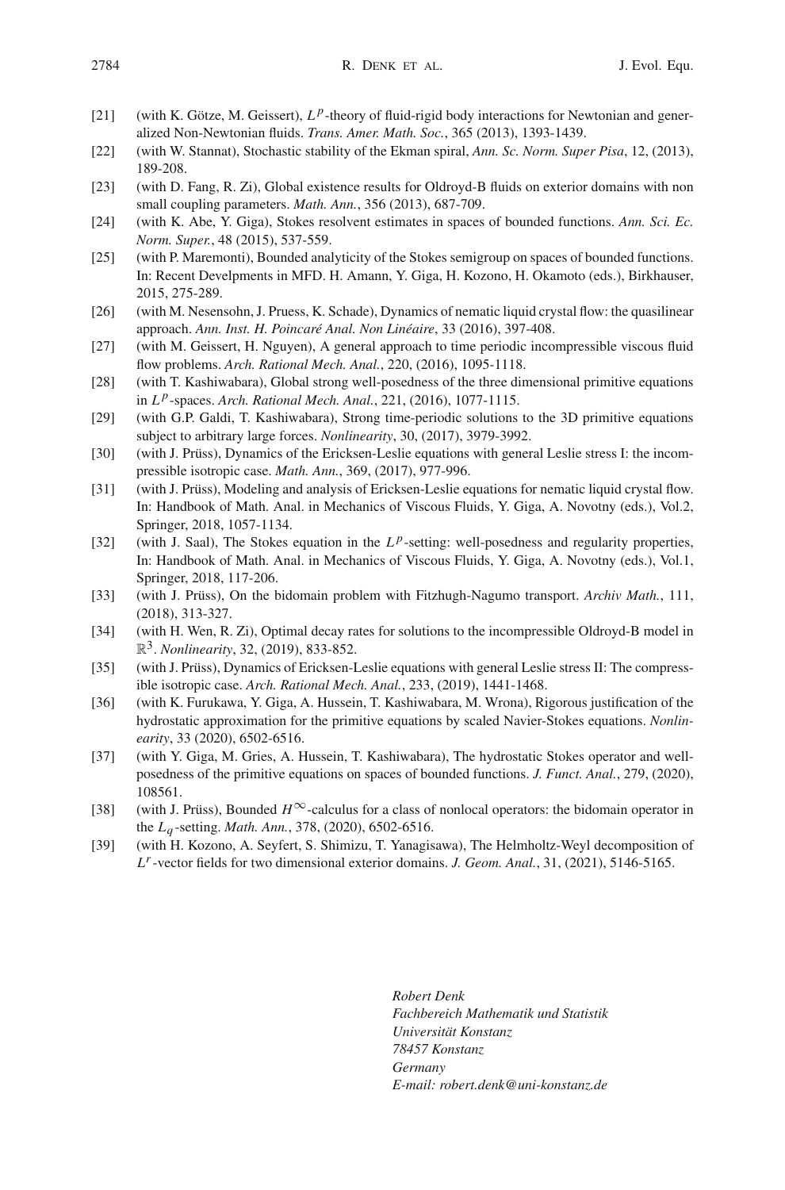[21] (with K. Götze, M. Geissert), $L^p$-theory of fluid-rigid body interactions for Newtonian and generalized Non-Newtonian fluids. *Trans. Amer. Math. Soc.*, 365 (2013), 1393-1439.

[22] (with W. Stannat), Stochastic stability of the Ekman spiral, *Ann. Sc. Norm. Super Pisa*, 12, (2013), 189-208.

[23] (with D. Fang, R. Zi), Global existence results for Oldroyd-B fluids on exterior domains with non small coupling parameters. *Math. Ann.*, 356 (2013), 687-709.

[24] (with K. Abe, Y. Giga), Stokes resolvent estimates in spaces of bounded functions. *Ann. Sci. Ec. Norm. Super.*, 48 (2015), 537-559.

[25] (with P. Maremonti), Bounded analyticity of the Stokes semigroup on spaces of bounded functions. In: Recent Develpments in MFD. H. Amann, Y. Giga, H. Kozono, H. Okamoto (eds.), Birkhauser, 2015, 275-289.

[26] (with M. Nesensohn, J. Pruess, K. Schade), Dynamics of nematic liquid crystal flow: the quasilinear approach. *Ann. Inst. H. Poincaré Anal. Non Linéaire*, 33 (2016), 397-408.

[27] (with M. Geissert, H. Nguyen), A general approach to time periodic incompressible viscous fluid flow problems. *Arch. Rational Mech. Anal.*, 220, (2016), 1095-1118.

[28] (with T. Kashiwabara), Global strong well-posedness of the three dimensional primitive equations in $L^p$-spaces. *Arch. Rational Mech. Anal.*, 221, (2016), 1077-1115.

[29] (with G.P. Galdi, T. Kashiwabara), Strong time-periodic solutions to the 3D primitive equations subject to arbitrary large forces. *Nonlinearity*, 30, (2017), 3979-3992.

[30] (with J. Prüss), Dynamics of the Ericksen-Leslie equations with general Leslie stress I: the incompressible isotropic case. *Math. Ann.*, 369, (2017), 977-996.

[31] (with J. Prüss), Modeling and analysis of Ericksen-Leslie equations for nematic liquid crystal flow. In: Handbook of Math. Anal. in Mechanics of Viscous Fluids, Y. Giga, A. Novotny (eds.), Vol.2, Springer, 2018, 1057-1134.

[32] (with J. Saal), The Stokes equation in the $L^p$-setting: well-posedness and regularity properties, In: Handbook of Math. Anal. in Mechanics of Viscous Fluids, Y. Giga, A. Novotny (eds.), Vol.1, Springer, 2018, 117-206.

[33] (with J. Prüss), On the bidomain problem with Fitzhugh-Nagumo transport. *Archiv Math.*, 111, (2018), 313-327.

[34] (with H. Wen, R. Zi), Optimal decay rates for solutions to the incompressible Oldroyd-B model in $\mathbb{R}^3$. *Nonlinearity*, 32, (2019), 833-852.

[35] (with J. Prüss), Dynamics of Ericksen-Leslie equations with general Leslie stress II: The compressible isotropic case. *Arch. Rational Mech. Anal.*, 233, (2019), 1441-1468.

[36] (with K. Furukawa, Y. Giga, A. Hussein, T. Kashiwabara, M. Wrona), Rigorous justification of the hydrostatic approximation for the primitive equations by scaled Navier-Stokes equations. *Nonlinearity*, 33 (2020), 6502-6516.

[37] (with Y. Giga, M. Gries, A. Hussein, T. Kashiwabara), The hydrostatic Stokes operator and well-posedness of the primitive equations on spaces of bounded functions. *J. Funct. Anal.*, 279, (2020), 108561.

[38] (with J. Prüss), Bounded $H^\infty$-calculus for a class of nonlocal operators: the bidomain operator in the $L_q$-setting. *Math. Ann.*, 378, (2020), 6502-6516.

[39] (with H. Kozono, A. Seyfert, S. Shimizu, T. Yanagisawa), The Helmholtz-Weyl decomposition of $L^r$-vector fields for two dimensional exterior domains. *J. Geom. Anal.*, 31, (2021), 5146-5165.

*Robert Denk*
*Fachbereich Mathematik und Statistik*
*Universität Konstanz*
*78457 Konstanz*
*Germany*
*E-mail: robert.denk@uni-konstanz.de*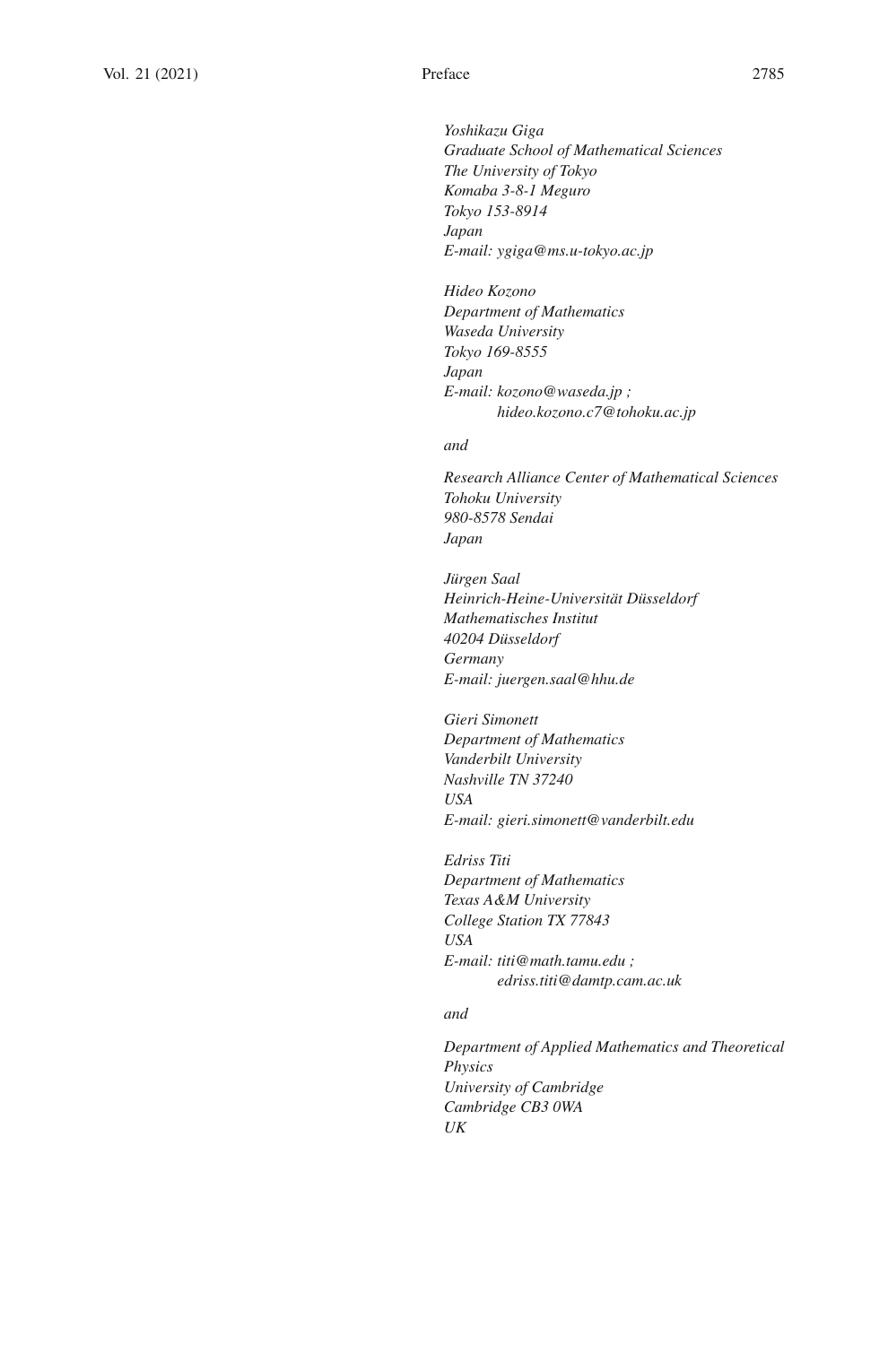*Yoshikazu Giga*
*Graduate School of Mathematical Sciences*
*The University of Tokyo*
*Komaba 3-8-1 Meguro*
*Tokyo 153-8914*
*Japan*
*E-mail: ygiga@ms.u-tokyo.ac.jp*

*Hideo Kozono*
*Department of Mathematics*
*Waseda University*
*Tokyo 169-8555*
*Japan*
*E-mail: kozono@waseda.jp ;*
*hideo.kozono.c7@tohoku.ac.jp*

*and*

*Research Alliance Center of Mathematical Sciences*
*Tohoku University*
*980-8578 Sendai*
*Japan*

*Jürgen Saal*
*Heinrich-Heine-Universität Düsseldorf*
*Mathematisches Institut*
*40204 Düsseldorf*
*Germany*
*E-mail: juergen.saal@hhu.de*

*Gieri Simonett*
*Department of Mathematics*
*Vanderbilt University*
*Nashville TN 37240*
*USA*
*E-mail: gieri.simonett@vanderbilt.edu*

*Edriss Titi*
*Department of Mathematics*
*Texas A&M University*
*College Station TX 77843*
*USA*
*E-mail: titi@math.tamu.edu ;*
*edriss.titi@damtp.cam.ac.uk*

*and*

*Department of Applied Mathematics and Theoretical Physics*
*University of Cambridge*
*Cambridge CB3 0WA*
*UK*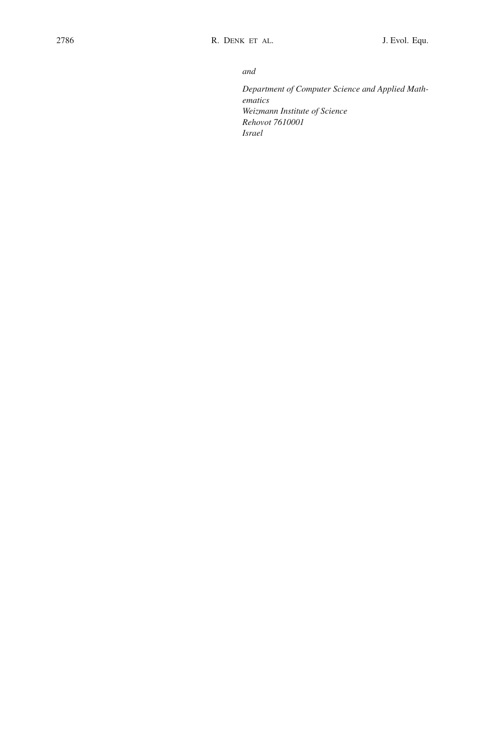*and*

*Department of Computer Science and Applied Mathematics*
*Weizmann Institute of Science*
*Rehovot 7610001*
*Israel*